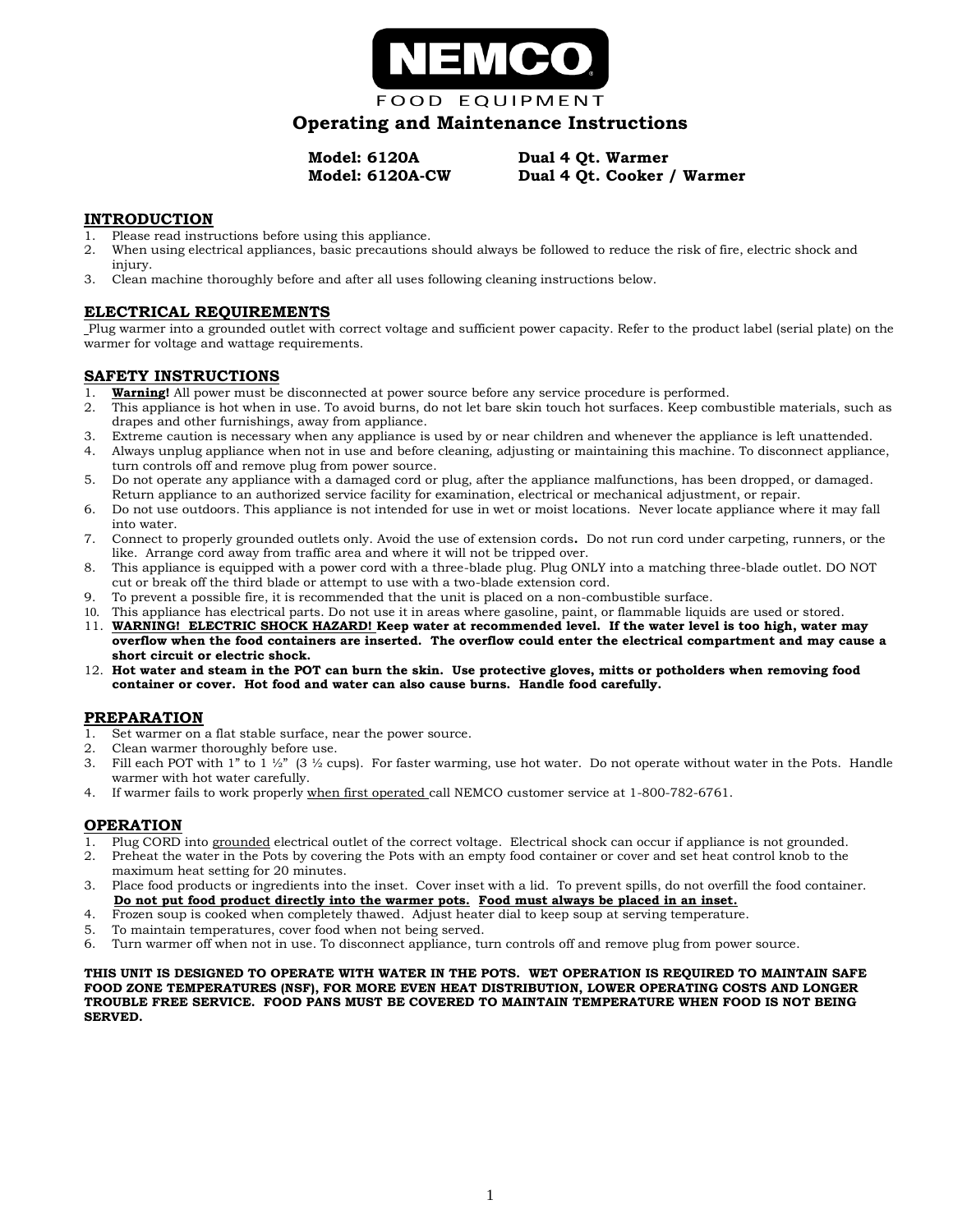NEMCO®

FOOD EQUIPMENT

# Operating and Maintenance Instructions

**Model: 6120A** **Dual 4 Qt. Warmer**
**Model: 6120A-CW** **Dual 4 Qt. Cooker / Warmer**

## INTRODUCTION

1. Please read instructions before using this appliance.
2. When using electrical appliances, basic precautions should always be followed to reduce the risk of fire, electric shock and injury.
3. Clean machine thoroughly before and after all uses following cleaning instructions below.

## ELECTRICAL REQUIREMENTS

Plug warmer into a grounded outlet with correct voltage and sufficient power capacity. Refer to the product label (serial plate) on the warmer for voltage and wattage requirements.

## SAFETY INSTRUCTIONS

1. **Warning!** All power must be disconnected at power source before any service procedure is performed.
2. This appliance is hot when in use. To avoid burns, do not let bare skin touch hot surfaces. Keep combustible materials, such as drapes and other furnishings, away from appliance.
3. Extreme caution is necessary when any appliance is used by or near children and whenever the appliance is left unattended.
4. Always unplug appliance when not in use and before cleaning, adjusting or maintaining this machine. To disconnect appliance, turn controls off and remove plug from power source.
5. Do not operate any appliance with a damaged cord or plug, after the appliance malfunctions, has been dropped, or damaged. Return appliance to an authorized service facility for examination, electrical or mechanical adjustment, or repair.
6. Do not use outdoors. This appliance is not intended for use in wet or moist locations. Never locate appliance where it may fall into water.
7. Connect to properly grounded outlets only. Avoid the use of extension cords**.** Do not run cord under carpeting, runners, or the like. Arrange cord away from traffic area and where it will not be tripped over.
8. This appliance is equipped with a power cord with a three-blade plug. Plug ONLY into a matching three-blade outlet. DO NOT cut or break off the third blade or attempt to use with a two-blade extension cord.
9. To prevent a possible fire, it is recommended that the unit is placed on a non-combustible surface.
10. This appliance has electrical parts. Do not use it in areas where gasoline, paint, or flammable liquids are used or stored.
11. **WARNING! ELECTRIC SHOCK HAZARD! Keep water at recommended level. If the water level is too high, water may overflow when the food containers are inserted. The overflow could enter the electrical compartment and may cause a short circuit or electric shock.**
12. **Hot water and steam in the POT can burn the skin. Use protective gloves, mitts or potholders when removing food container or cover. Hot food and water can also cause burns. Handle food carefully.**

## PREPARATION

1. Set warmer on a flat stable surface, near the power source.
2. Clean warmer thoroughly before use.
3. Fill each POT with 1" to 1 ½" (3 ½ cups). For faster warming, use hot water. Do not operate without water in the Pots. Handle warmer with hot water carefully.
4. If warmer fails to work properly <u>when first operated</u> call NEMCO customer service at 1-800-782-6761.

## OPERATION

1. Plug CORD into <u>grounded</u> electrical outlet of the correct voltage. Electrical shock can occur if appliance is not grounded.
2. Preheat the water in the Pots by covering the Pots with an empty food container or cover and set heat control knob to the maximum heat setting for 20 minutes.
3. Place food products or ingredients into the inset. Cover inset with a lid. To prevent spills, do not overfill the food container. **<u>Do not put food product directly into the warmer pots.</u> <u>Food must always be placed in an inset.</u>**
4. Frozen soup is cooked when completely thawed. Adjust heater dial to keep soup at serving temperature.
5. To maintain temperatures, cover food when not being served.
6. Turn warmer off when not in use. To disconnect appliance, turn controls off and remove plug from power source.

**THIS UNIT IS DESIGNED TO OPERATE WITH WATER IN THE POTS. WET OPERATION IS REQUIRED TO MAINTAIN SAFE FOOD ZONE TEMPERATURES (NSF), FOR MORE EVEN HEAT DISTRIBUTION, LOWER OPERATING COSTS AND LONGER TROUBLE FREE SERVICE. FOOD PANS MUST BE COVERED TO MAINTAIN TEMPERATURE WHEN FOOD IS NOT BEING SERVED.**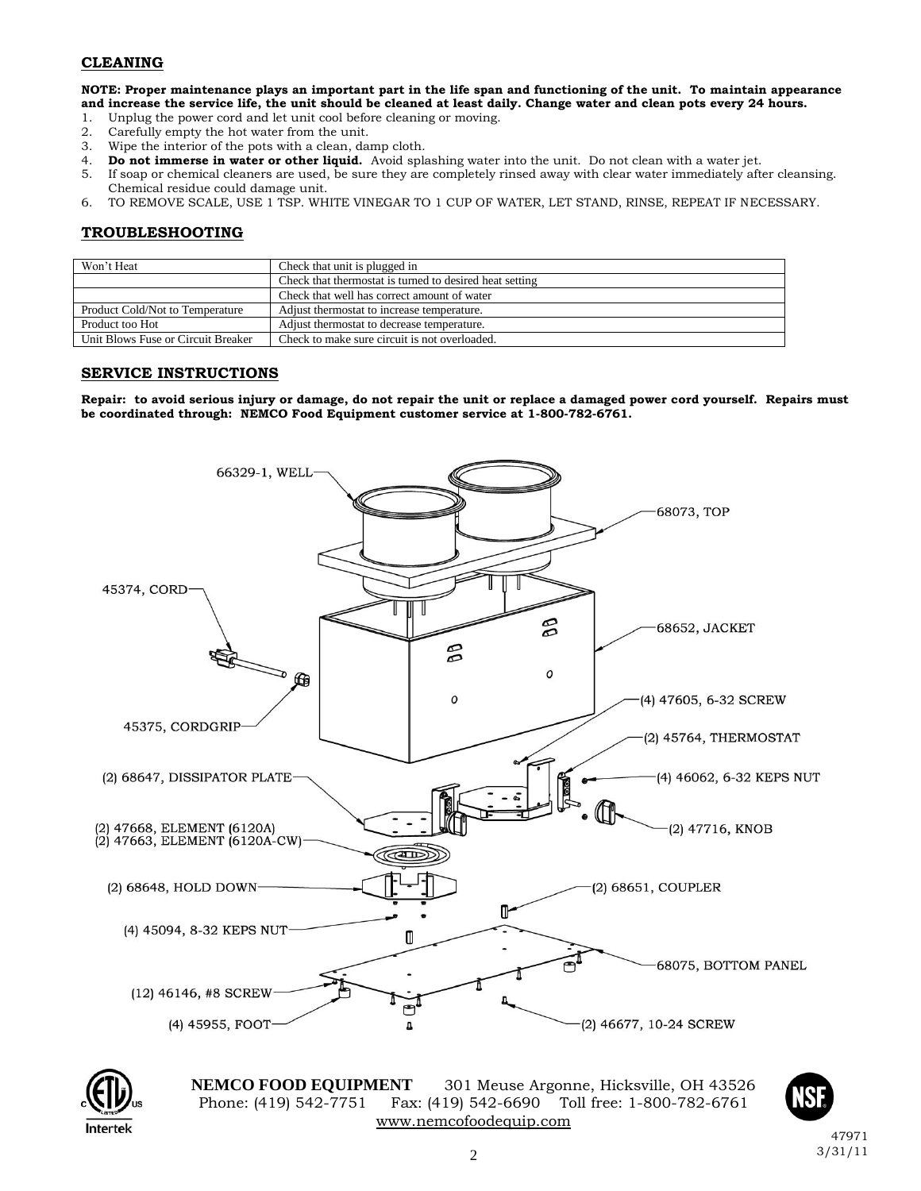## CLEANING

**NOTE: Proper maintenance plays an important part in the life span and functioning of the unit. To maintain appearance and increase the service life, the unit should be cleaned at least daily. Change water and clean pots every 24 hours.**

1. Unplug the power cord and let unit cool before cleaning or moving.
2. Carefully empty the hot water from the unit.
3. Wipe the interior of the pots with a clean, damp cloth.
4. **Do not immerse in water or other liquid.** Avoid splashing water into the unit. Do not clean with a water jet.
5. If soap or chemical cleaners are used, be sure they are completely rinsed away with clear water immediately after cleansing. Chemical residue could damage unit.
6. TO REMOVE SCALE, USE 1 TSP. WHITE VINEGAR TO 1 CUP OF WATER, LET STAND, RINSE, REPEAT IF NECESSARY.

## TROUBLESHOOTING

| | |
|---|---|
| Won't Heat | Check that unit is plugged in |
| | Check that thermostat is turned to desired heat setting |
| | Check that well has correct amount of water |
| Product Cold/Not to Temperature | Adjust thermostat to increase temperature. |
| Product too Hot | Adjust thermostat to decrease temperature. |
| Unit Blows Fuse or Circuit Breaker | Check to make sure circuit is not overloaded. |

## SERVICE INSTRUCTIONS

**Repair: to avoid serious injury or damage, do not repair the unit or replace a damaged power cord yourself. Repairs must be coordinated through: NEMCO Food Equipment customer service at 1-800-782-6761.**

66329-1, WELL
68073, TOP
45374, CORD
68652, JACKET
45375, CORDGRIP
(4) 47605, 6-32 SCREW
(2) 45764, THERMOSTAT
(2) 68647, DISSIPATOR PLATE
(4) 46062, 6-32 KEPS NUT
(2) 47668, ELEMENT (6120A)
(2) 47663, ELEMENT (6120A-CW)
(2) 47716, KNOB
(2) 68648, HOLD DOWN
(2) 68651, COUPLER
(4) 45094, 8-32 KEPS NUT
68075, BOTTOM PANEL
(12) 46146, #8 SCREW
(4) 45955, FOOT
(2) 46677, 10-24 SCREW

**NEMCO FOOD EQUIPMENT** 301 Meuse Argonne, Hicksville, OH 43526
Phone: (419) 542-7751 Fax: (419) 542-6690 Toll free: 1-800-782-6761
www.nemcofoodequip.com

47971
3/31/11